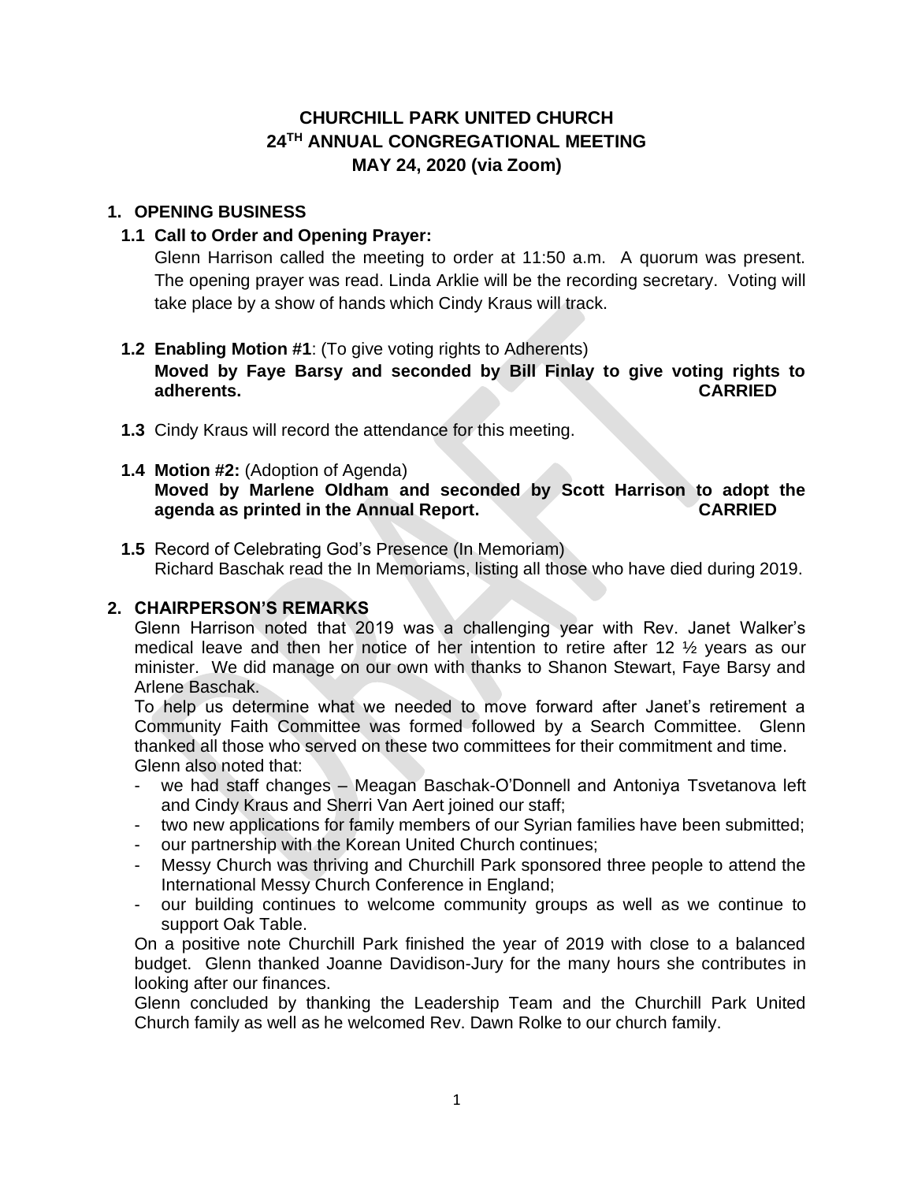# CHURCHILL PARK UNITED CHURCH
# 24TH ANNUAL CONGREGATIONAL MEETING
# MAY 24, 2020 (via Zoom)

## 1. OPENING BUSINESS

### 1.1 Call to Order and Opening Prayer:

Glenn Harrison called the meeting to order at 11:50 a.m. A quorum was present. The opening prayer was read. Linda Arklie will be the recording secretary. Voting will take place by a show of hands which Cindy Kraus will track.

### 1.2 Enabling Motion #1: (To give voting rights to Adherents)

**Moved by Faye Barsy and seconded by Bill Finlay to give voting rights to adherents. CARRIED**

**1.3** Cindy Kraus will record the attendance for this meeting.

### 1.4 Motion #2: (Adoption of Agenda)

**Moved by Marlene Oldham and seconded by Scott Harrison to adopt the agenda as printed in the Annual Report. CARRIED**

**1.5** Record of Celebrating God's Presence (In Memoriam)
Richard Baschak read the In Memoriams, listing all those who have died during 2019.

## 2. CHAIRPERSON'S REMARKS

Glenn Harrison noted that 2019 was a challenging year with Rev. Janet Walker's medical leave and then her notice of her intention to retire after 12 ½ years as our minister. We did manage on our own with thanks to Shanon Stewart, Faye Barsy and Arlene Baschak.

To help us determine what we needed to move forward after Janet's retirement a Community Faith Committee was formed followed by a Search Committee. Glenn thanked all those who served on these two committees for their commitment and time.

Glenn also noted that:

- we had staff changes – Meagan Baschak-O'Donnell and Antoniya Tsvetanova left and Cindy Kraus and Sherri Van Aert joined our staff;
- two new applications for family members of our Syrian families have been submitted;
- our partnership with the Korean United Church continues;
- Messy Church was thriving and Churchill Park sponsored three people to attend the International Messy Church Conference in England;
- our building continues to welcome community groups as well as we continue to support Oak Table.

On a positive note Churchill Park finished the year of 2019 with close to a balanced budget. Glenn thanked Joanne Davidison-Jury for the many hours she contributes in looking after our finances.

Glenn concluded by thanking the Leadership Team and the Churchill Park United Church family as well as he welcomed Rev. Dawn Rolke to our church family.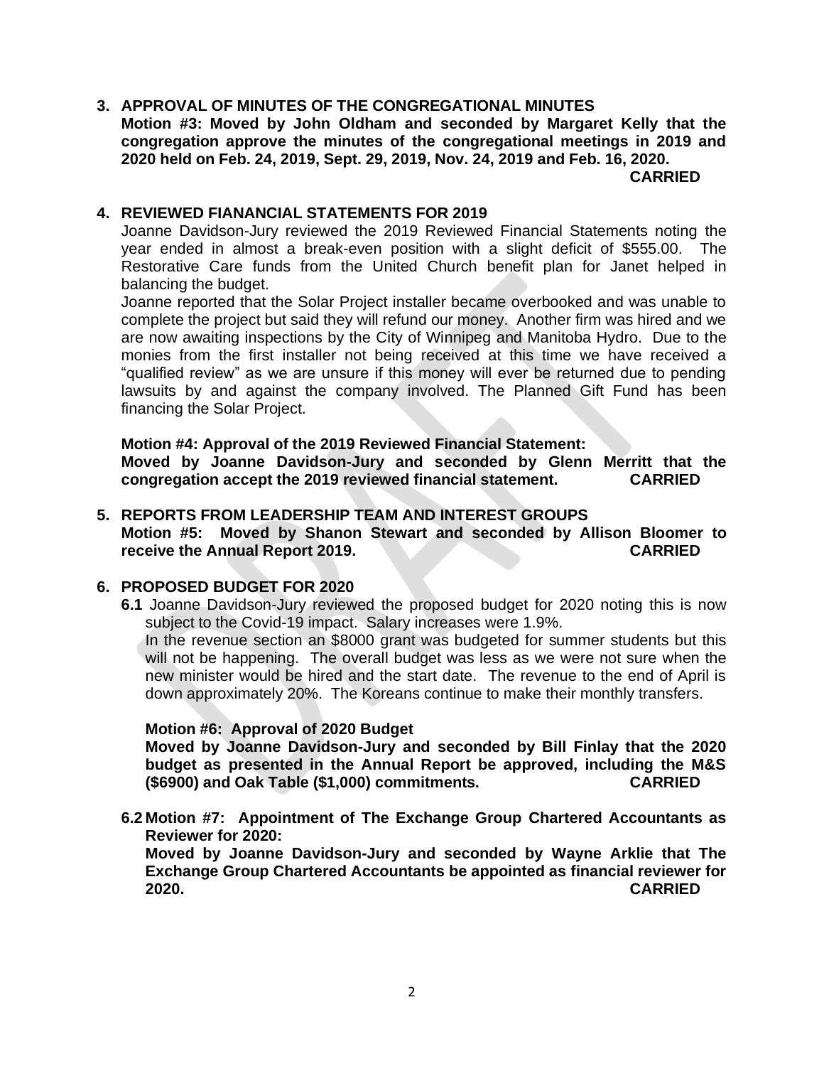3. **APPROVAL OF MINUTES OF THE CONGREGATIONAL MINUTES**
   **Motion #3: Moved by John Oldham and seconded by Margaret Kelly that the congregation approve the minutes of the congregational meetings in 2019 and 2020 held on Feb. 24, 2019, Sept. 29, 2019, Nov. 24, 2019 and Feb. 16, 2020. CARRIED**

4. **REVIEWED FIANANCIAL STATEMENTS FOR 2019**
   Joanne Davidson-Jury reviewed the 2019 Reviewed Financial Statements noting the year ended in almost a break-even position with a slight deficit of $555.00. The Restorative Care funds from the United Church benefit plan for Janet helped in balancing the budget.
   Joanne reported that the Solar Project installer became overbooked and was unable to complete the project but said they will refund our money. Another firm was hired and we are now awaiting inspections by the City of Winnipeg and Manitoba Hydro. Due to the monies from the first installer not being received at this time we have received a "qualified review" as we are unsure if this money will ever be returned due to pending lawsuits by and against the company involved. The Planned Gift Fund has been financing the Solar Project.

   **Motion #4: Approval of the 2019 Reviewed Financial Statement:**
   **Moved by Joanne Davidson-Jury and seconded by Glenn Merritt that the congregation accept the 2019 reviewed financial statement. CARRIED**

5. **REPORTS FROM LEADERSHIP TEAM AND INTEREST GROUPS**
   **Motion #5: Moved by Shanon Stewart and seconded by Allison Bloomer to receive the Annual Report 2019. CARRIED**

6. **PROPOSED BUDGET FOR 2020**
   **6.1** Joanne Davidson-Jury reviewed the proposed budget for 2020 noting this is now subject to the Covid-19 impact. Salary increases were 1.9%.
   In the revenue section an $8000 grant was budgeted for summer students but this will not be happening. The overall budget was less as we were not sure when the new minister would be hired and the start date. The revenue to the end of April is down approximately 20%. The Koreans continue to make their monthly transfers.

   **Motion #6: Approval of 2020 Budget**
   **Moved by Joanne Davidson-Jury and seconded by Bill Finlay that the 2020 budget as presented in the Annual Report be approved, including the M&S ($6900) and Oak Table ($1,000) commitments. CARRIED**

   **6.2 Motion #7: Appointment of The Exchange Group Chartered Accountants as Reviewer for 2020:**
   **Moved by Joanne Davidson-Jury and seconded by Wayne Arklie that The Exchange Group Chartered Accountants be appointed as financial reviewer for 2020. CARRIED**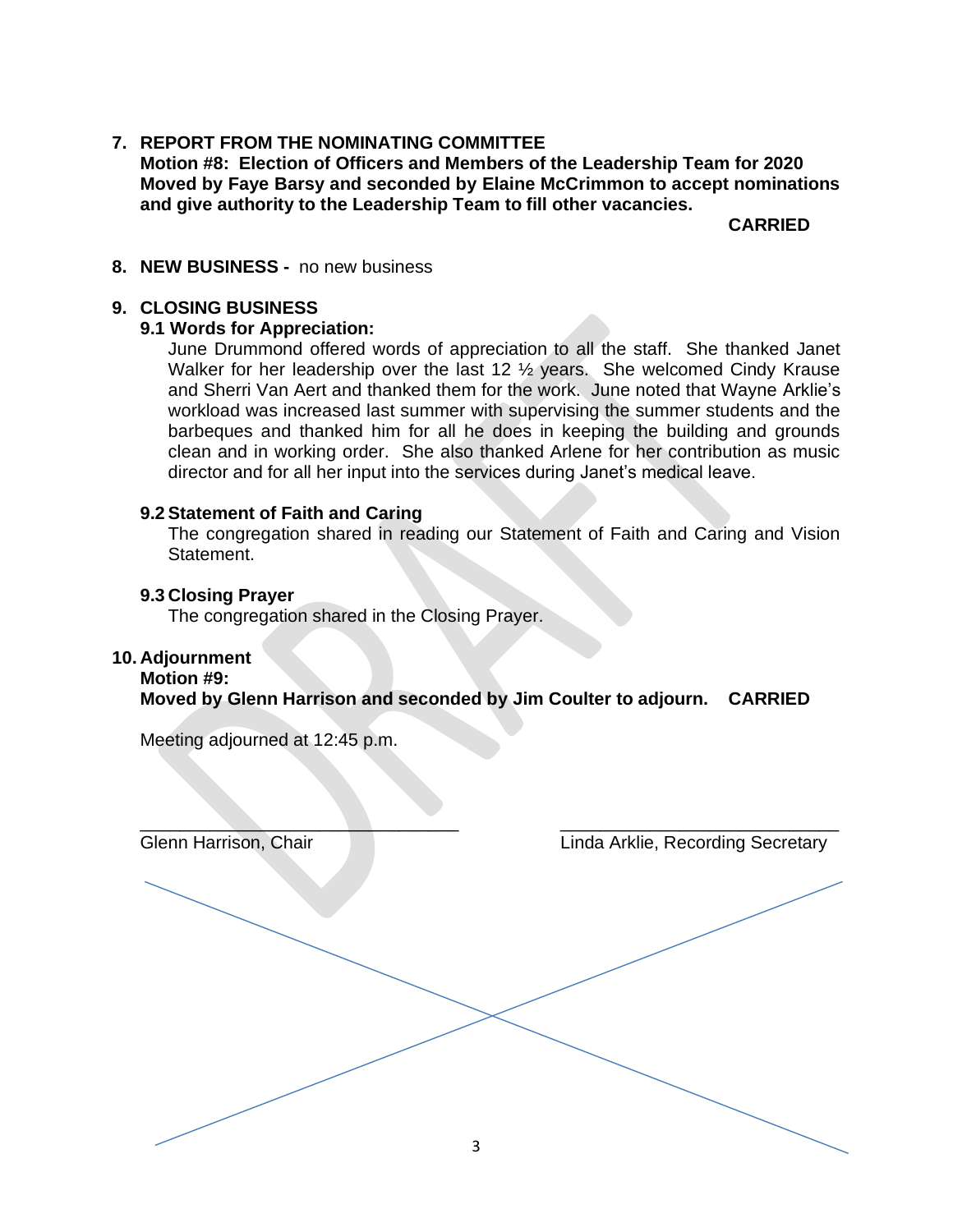## 7. REPORT FROM THE NOMINATING COMMITTEE

**Motion #8: Election of Officers and Members of the Leadership Team for 2020**
**Moved by Faye Barsy and seconded by Elaine McCrimmon to accept nominations and give authority to the Leadership Team to fill other vacancies.**

**CARRIED**

## 8. NEW BUSINESS - no new business

## 9. CLOSING BUSINESS

### 9.1 Words for Appreciation:

June Drummond offered words of appreciation to all the staff. She thanked Janet Walker for her leadership over the last 12 ½ years. She welcomed Cindy Krause and Sherri Van Aert and thanked them for the work. June noted that Wayne Arklie's workload was increased last summer with supervising the summer students and the barbeques and thanked him for all he does in keeping the building and grounds clean and in working order. She also thanked Arlene for her contribution as music director and for all her input into the services during Janet's medical leave.

### 9.2 Statement of Faith and Caring

The congregation shared in reading our Statement of Faith and Caring and Vision Statement.

### 9.3 Closing Prayer

The congregation shared in the Closing Prayer.

## 10. Adjournment

**Motion #9:**
**Moved by Glenn Harrison and seconded by Jim Coulter to adjourn. CARRIED**

Meeting adjourned at 12:45 p.m.

\_\_\_\_\_\_\_\_\_\_\_\_\_\_\_\_\_\_\_\_\_\_\_\_\_\_\_\_\_\_\_\_
Glenn Harrison, Chair

\_\_\_\_\_\_\_\_\_\_\_\_\_\_\_\_\_\_\_\_\_\_\_\_\_\_\_\_\_\_\_\_
Linda Arklie, Recording Secretary